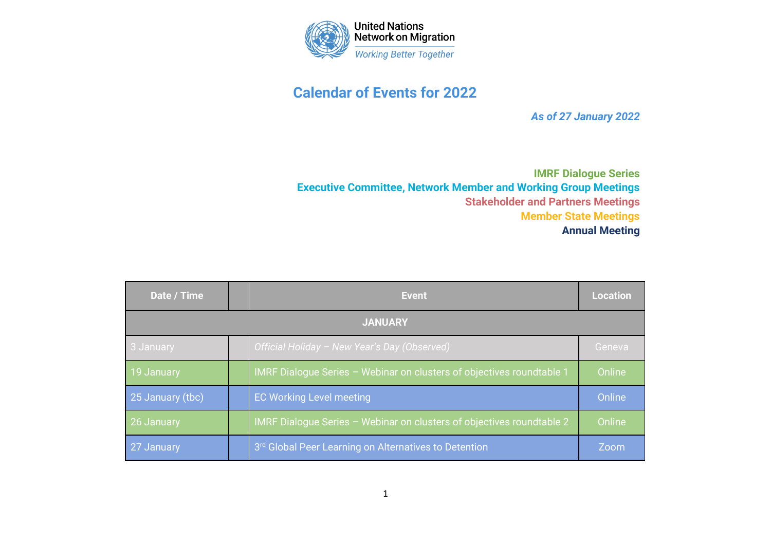United Nations
Network on Migration
*Working Better Together*

# Calendar of Events for 2022

***As of 27 January 2022***

**IMRF Dialogue Series**
**Executive Committee, Network Member and Working Group Meetings**
**Stakeholder and Partners Meetings**
**Member State Meetings**
**Annual Meeting**

| Date / Time | | Event | Location |
|---|---|---|---|
| **JANUARY** | | | |
| 3 January | | *Official Holiday – New Year's Day (Observed)* | Geneva |
| 19 January | | IMRF Dialogue Series – Webinar on clusters of objectives roundtable 1 | Online |
| 25 January (tbc) | | EC Working Level meeting | Online |
| 26 January | | IMRF Dialogue Series – Webinar on clusters of objectives roundtable 2 | Online |
| 27 January | | 3rd Global Peer Learning on Alternatives to Detention | Zoom |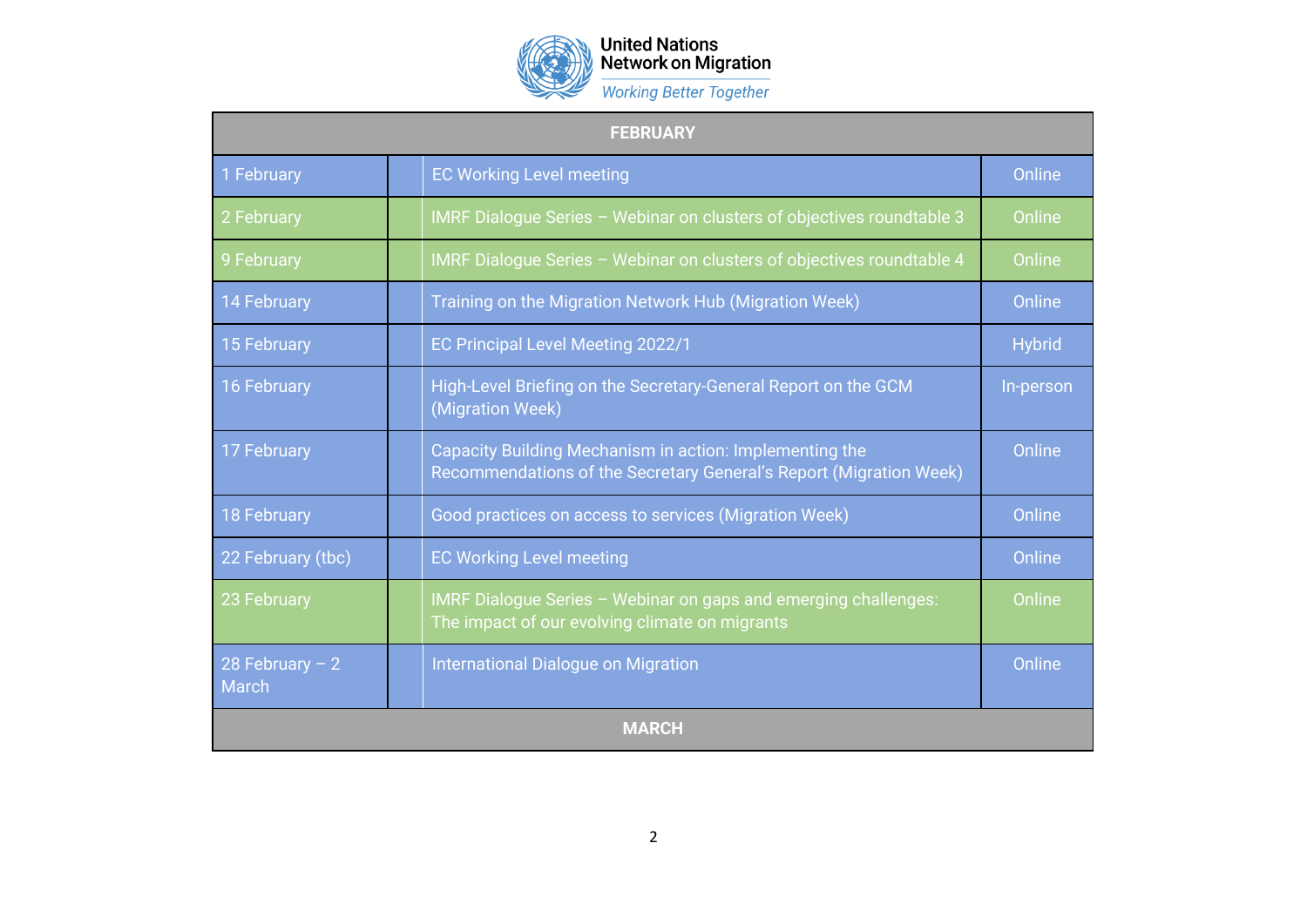United Nations
Network on Migration
*Working Better Together*

| FEBRUARY | | | |
|---|---|---|---|
| 1 February | | EC Working Level meeting | Online |
| 2 February | | IMRF Dialogue Series – Webinar on clusters of objectives roundtable 3 | Online |
| 9 February | | IMRF Dialogue Series – Webinar on clusters of objectives roundtable 4 | Online |
| 14 February | | Training on the Migration Network Hub (Migration Week) | Online |
| 15 February | | EC Principal Level Meeting 2022/1 | Hybrid |
| 16 February | | High-Level Briefing on the Secretary-General Report on the GCM (Migration Week) | In-person |
| 17 February | | Capacity Building Mechanism in action: Implementing the Recommendations of the Secretary General's Report (Migration Week) | Online |
| 18 February | | Good practices on access to services (Migration Week) | Online |
| 22 February (tbc) | | EC Working Level meeting | Online |
| 23 February | | IMRF Dialogue Series – Webinar on gaps and emerging challenges: The impact of our evolving climate on migrants | Online |
| 28 February – 2 March | | International Dialogue on Migration | Online |
| MARCH | | | |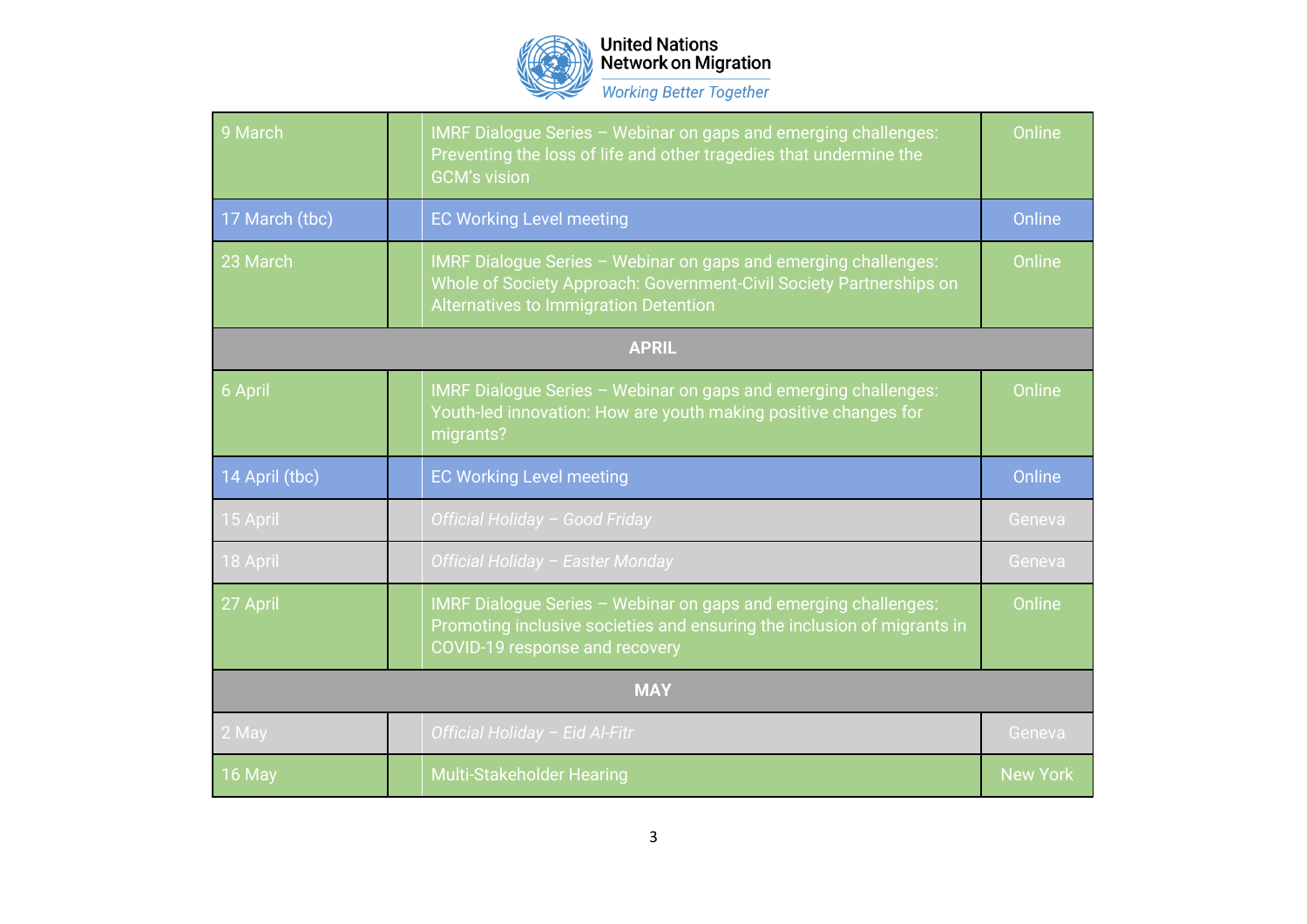| | | | |
|---|---|---|---|
| 9 March | | IMRF Dialogue Series – Webinar on gaps and emerging challenges: Preventing the loss of life and other tragedies that undermine the GCM's vision | Online |
| 17 March (tbc) | | EC Working Level meeting | Online |
| 23 March | | IMRF Dialogue Series – Webinar on gaps and emerging challenges: Whole of Society Approach: Government-Civil Society Partnerships on Alternatives to Immigration Detention | Online |
| **APRIL** | | | |
| 6 April | | IMRF Dialogue Series – Webinar on gaps and emerging challenges: Youth-led innovation: How are youth making positive changes for migrants? | Online |
| 14 April (tbc) | | EC Working Level meeting | Online |
| 15 April | | *Official Holiday – Good Friday* | Geneva |
| 18 April | | *Official Holiday – Easter Monday* | Geneva |
| 27 April | | IMRF Dialogue Series – Webinar on gaps and emerging challenges: Promoting inclusive societies and ensuring the inclusion of migrants in COVID-19 response and recovery | Online |
| **MAY** | | | |
| 2 May | | *Official Holiday – Eid Al-Fitr* | Geneva |
| 16 May | | Multi-Stakeholder Hearing | New York |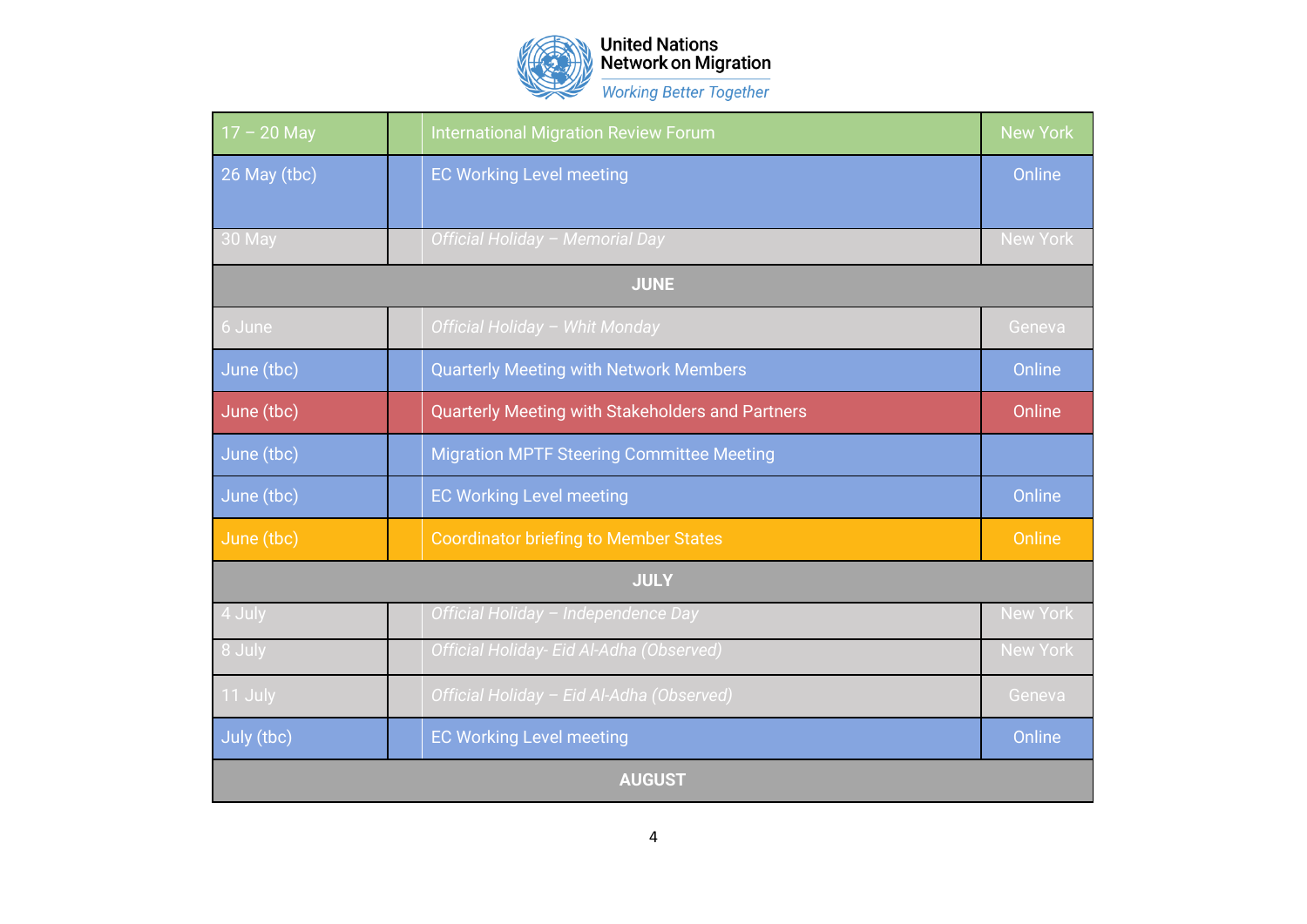United Nations Network on Migration
*Working Better Together*

| | | | |
|---|---|---|---|
| 17 – 20 May | | International Migration Review Forum | New York |
| 26 May (tbc) | | EC Working Level meeting | Online |
| 30 May | | *Official Holiday – Memorial Day* | New York |
| **JUNE** | | | |
| 6 June | | *Official Holiday – Whit Monday* | Geneva |
| June (tbc) | | Quarterly Meeting with Network Members | Online |
| June (tbc) | | Quarterly Meeting with Stakeholders and Partners | Online |
| June (tbc) | | Migration MPTF Steering Committee Meeting | |
| June (tbc) | | EC Working Level meeting | Online |
| June (tbc) | | Coordinator briefing to Member States | Online |
| **JULY** | | | |
| 4 July | | *Official Holiday – Independence Day* | New York |
| 8 July | | *Official Holiday- Eid Al-Adha (Observed)* | New York |
| 11 July | | *Official Holiday – Eid Al-Adha (Observed)* | Geneva |
| July (tbc) | | EC Working Level meeting | Online |
| **AUGUST** | | | |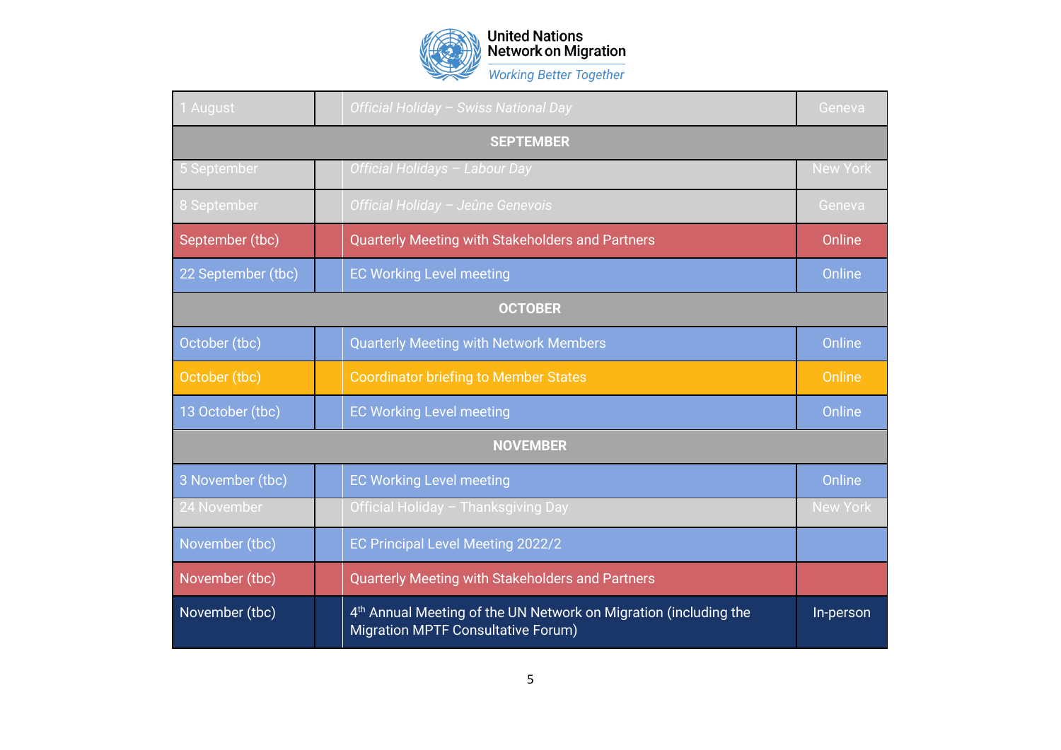| | | | |
|---|---|---|---|
| 1 August | | *Official Holiday – Swiss National Day* | Geneva |
| **SEPTEMBER** | | | |
| 5 September | | *Official Holidays – Labour Day* | New York |
| 8 September | | *Official Holiday – Jeûne Genevois* | Geneva |
| September (tbc) | | Quarterly Meeting with Stakeholders and Partners | Online |
| 22 September (tbc) | | EC Working Level meeting | Online |
| **OCTOBER** | | | |
| October (tbc) | | Quarterly Meeting with Network Members | Online |
| October (tbc) | | Coordinator briefing to Member States | Online |
| 13 October (tbc) | | EC Working Level meeting | Online |
| **NOVEMBER** | | | |
| 3 November (tbc) | | EC Working Level meeting | Online |
| 24 November | | Official Holiday – Thanksgiving Day | New York |
| November (tbc) | | EC Principal Level Meeting 2022/2 | |
| November (tbc) | | Quarterly Meeting with Stakeholders and Partners | |
| November (tbc) | | 4th Annual Meeting of the UN Network on Migration (including the Migration MPTF Consultative Forum) | In-person |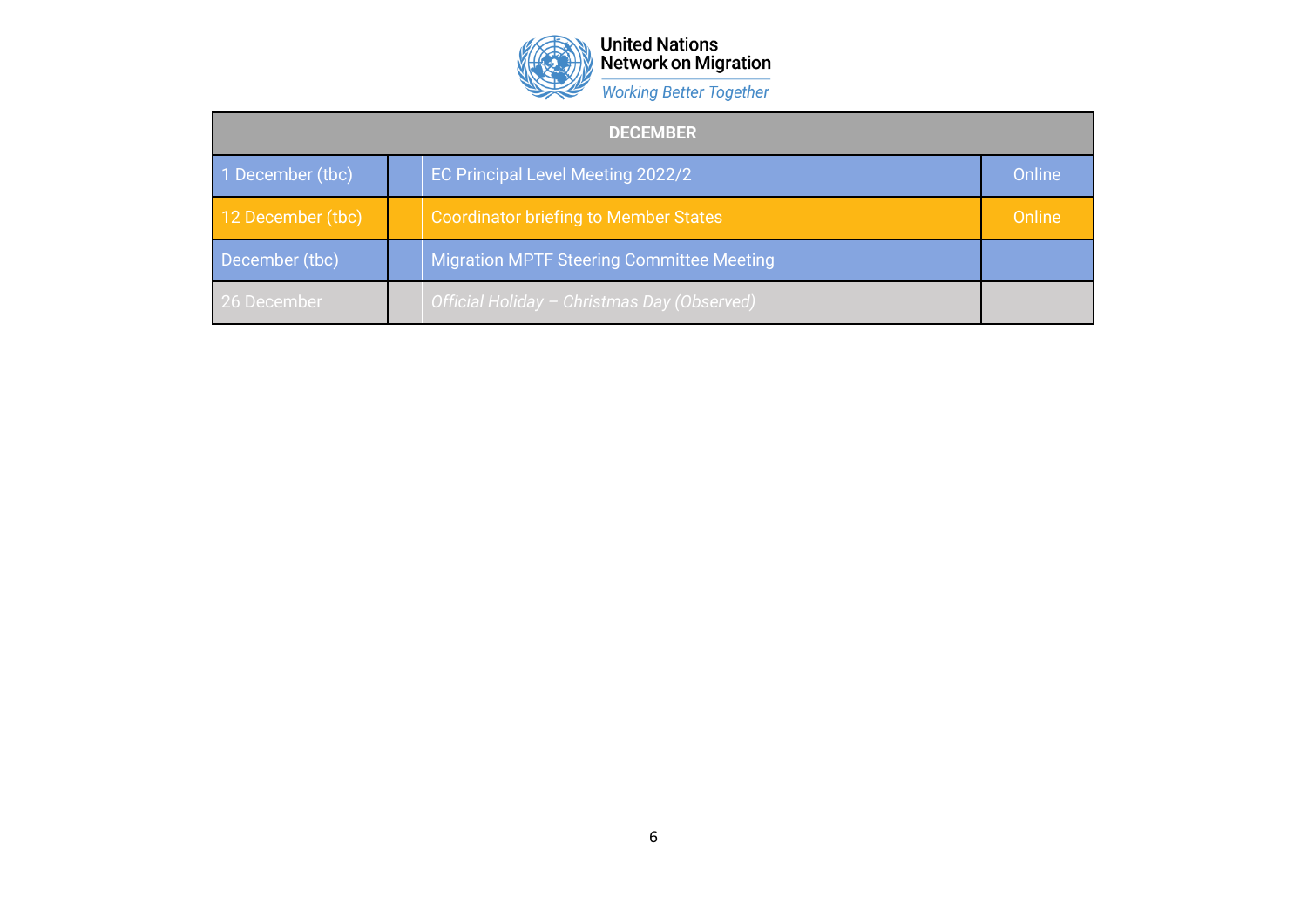United Nations Network on Migration
*Working Better Together*

| DECEMBER | | | |
|---|---|---|---|
| 1 December (tbc) | | EC Principal Level Meeting 2022/2 | Online |
| 12 December (tbc) | | Coordinator briefing to Member States | Online |
| December (tbc) | | Migration MPTF Steering Committee Meeting | |
| 26 December | | *Official Holiday – Christmas Day (Observed)* | |